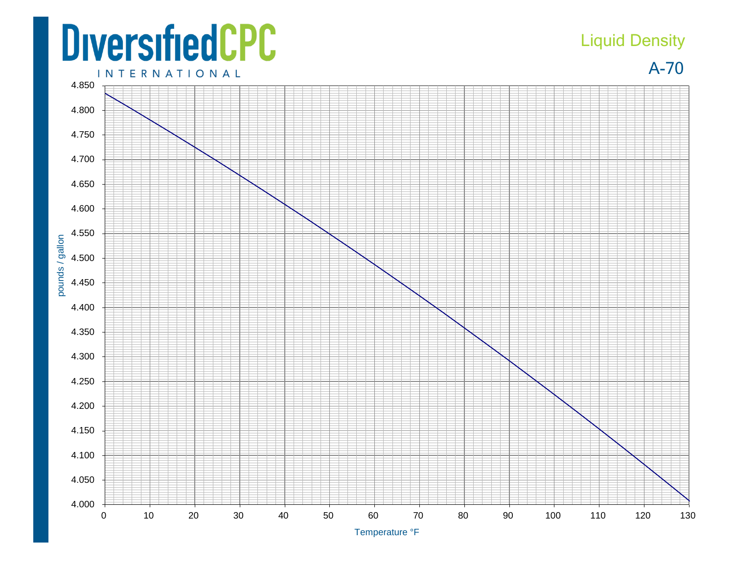# DiversifiedCPC INTERNATIONAL

## Liquid Density

## A-70

pounds / gallon

| | |
|---|---|
| 4.850 | |
| 4.800 | |
| 4.750 | |
| 4.700 | |
| 4.650 | |
| 4.600 | |
| 4.550 | |
| 4.500 | |
| 4.450 | |
| 4.400 | |
| 4.350 | |
| 4.300 | |
| 4.250 | |
| 4.200 | |
| 4.150 | |
| 4.100 | |
| 4.050 | |
| 4.000 | |

0 10 20 30 40 50 60 70 80 90 100 110 120 130

Temperature °F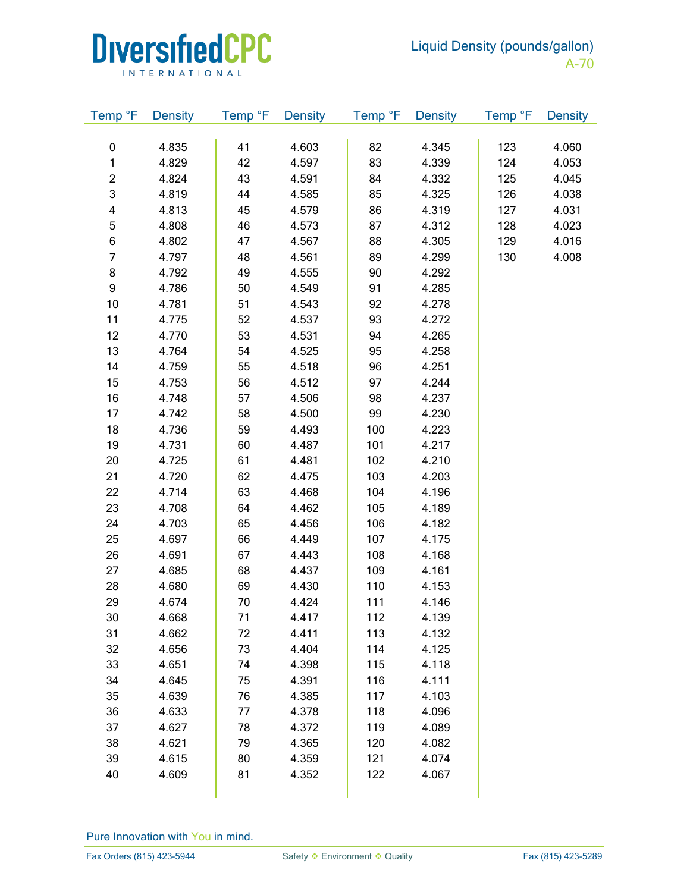DiversifiedCPC INTERNATIONAL

# Liquid Density (pounds/gallon)

## A-70

| Temp °F | Density | Temp °F | Density | Temp °F | Density | Temp °F | Density |
|---|---|---|---|---|---|---|---|
| 0 | 4.835 | 41 | 4.603 | 82 | 4.345 | 123 | 4.060 |
| 1 | 4.829 | 42 | 4.597 | 83 | 4.339 | 124 | 4.053 |
| 2 | 4.824 | 43 | 4.591 | 84 | 4.332 | 125 | 4.045 |
| 3 | 4.819 | 44 | 4.585 | 85 | 4.325 | 126 | 4.038 |
| 4 | 4.813 | 45 | 4.579 | 86 | 4.319 | 127 | 4.031 |
| 5 | 4.808 | 46 | 4.573 | 87 | 4.312 | 128 | 4.023 |
| 6 | 4.802 | 47 | 4.567 | 88 | 4.305 | 129 | 4.016 |
| 7 | 4.797 | 48 | 4.561 | 89 | 4.299 | 130 | 4.008 |
| 8 | 4.792 | 49 | 4.555 | 90 | 4.292 | | |
| 9 | 4.786 | 50 | 4.549 | 91 | 4.285 | | |
| 10 | 4.781 | 51 | 4.543 | 92 | 4.278 | | |
| 11 | 4.775 | 52 | 4.537 | 93 | 4.272 | | |
| 12 | 4.770 | 53 | 4.531 | 94 | 4.265 | | |
| 13 | 4.764 | 54 | 4.525 | 95 | 4.258 | | |
| 14 | 4.759 | 55 | 4.518 | 96 | 4.251 | | |
| 15 | 4.753 | 56 | 4.512 | 97 | 4.244 | | |
| 16 | 4.748 | 57 | 4.506 | 98 | 4.237 | | |
| 17 | 4.742 | 58 | 4.500 | 99 | 4.230 | | |
| 18 | 4.736 | 59 | 4.493 | 100 | 4.223 | | |
| 19 | 4.731 | 60 | 4.487 | 101 | 4.217 | | |
| 20 | 4.725 | 61 | 4.481 | 102 | 4.210 | | |
| 21 | 4.720 | 62 | 4.475 | 103 | 4.203 | | |
| 22 | 4.714 | 63 | 4.468 | 104 | 4.196 | | |
| 23 | 4.708 | 64 | 4.462 | 105 | 4.189 | | |
| 24 | 4.703 | 65 | 4.456 | 106 | 4.182 | | |
| 25 | 4.697 | 66 | 4.449 | 107 | 4.175 | | |
| 26 | 4.691 | 67 | 4.443 | 108 | 4.168 | | |
| 27 | 4.685 | 68 | 4.437 | 109 | 4.161 | | |
| 28 | 4.680 | 69 | 4.430 | 110 | 4.153 | | |
| 29 | 4.674 | 70 | 4.424 | 111 | 4.146 | | |
| 30 | 4.668 | 71 | 4.417 | 112 | 4.139 | | |
| 31 | 4.662 | 72 | 4.411 | 113 | 4.132 | | |
| 32 | 4.656 | 73 | 4.404 | 114 | 4.125 | | |
| 33 | 4.651 | 74 | 4.398 | 115 | 4.118 | | |
| 34 | 4.645 | 75 | 4.391 | 116 | 4.111 | | |
| 35 | 4.639 | 76 | 4.385 | 117 | 4.103 | | |
| 36 | 4.633 | 77 | 4.378 | 118 | 4.096 | | |
| 37 | 4.627 | 78 | 4.372 | 119 | 4.089 | | |
| 38 | 4.621 | 79 | 4.365 | 120 | 4.082 | | |
| 39 | 4.615 | 80 | 4.359 | 121 | 4.074 | | |
| 40 | 4.609 | 81 | 4.352 | 122 | 4.067 | | |

Pure Innovation with You in mind.

Fax Orders (815) 423-5944 Safety ❖ Environment ❖ Quality Fax (815) 423-5289